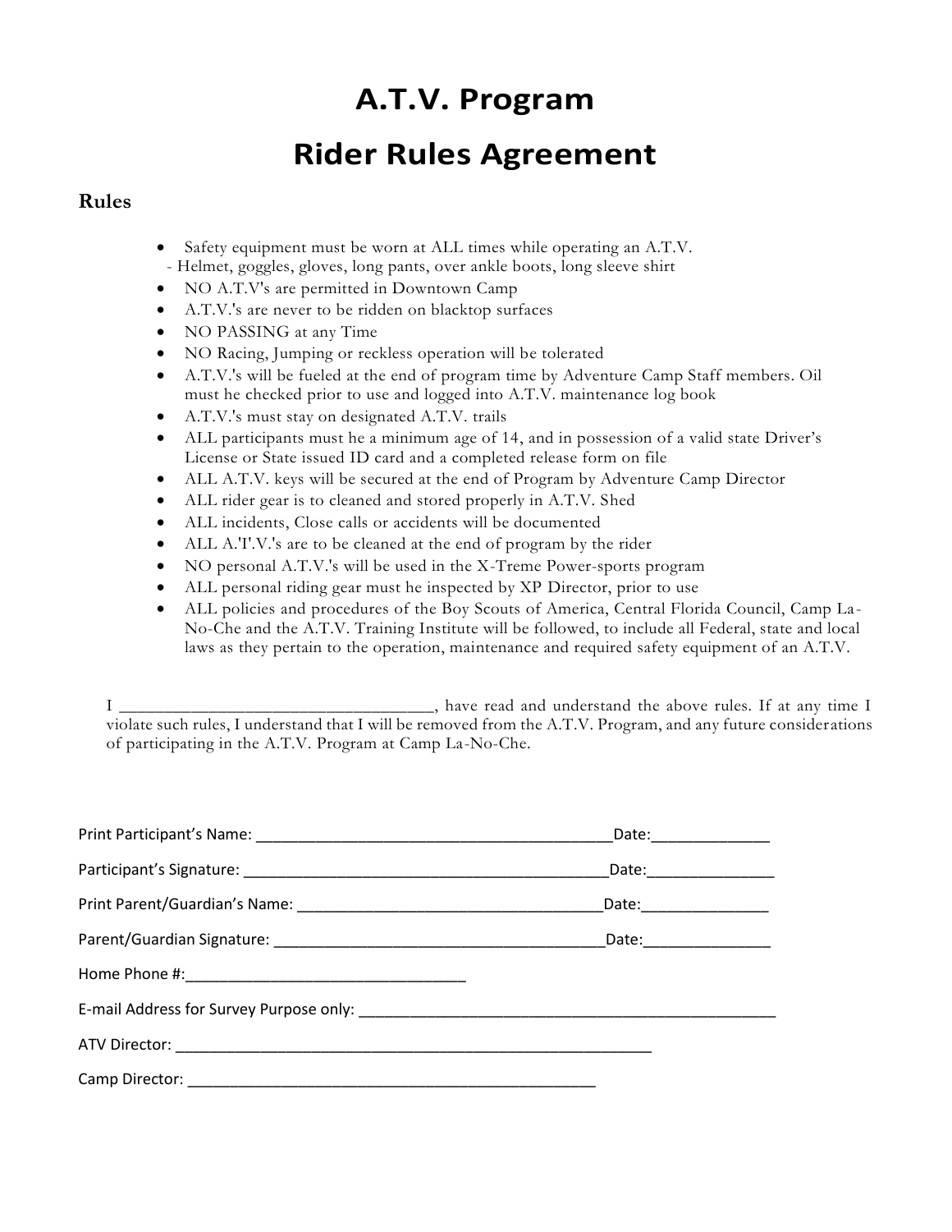# A.T.V. Program

# Rider Rules Agreement

## Rules

- Safety equipment must be worn at ALL times while operating an A.T.V.
  - Helmet, goggles, gloves, long pants, over ankle boots, long sleeve shirt
- NO A.T.V's are permitted in Downtown Camp
- A.T.V.'s are never to be ridden on blacktop surfaces
- NO PASSING at any Time
- NO Racing, Jumping or reckless operation will be tolerated
- A.T.V.'s will be fueled at the end of program time by Adventure Camp Staff members. Oil must he checked prior to use and logged into A.T.V. maintenance log book
- A.T.V.'s must stay on designated A.T.V. trails
- ALL participants must he a minimum age of 14, and in possession of a valid state Driver's License or State issued ID card and a completed release form on file
- ALL A.T.V. keys will be secured at the end of Program by Adventure Camp Director
- ALL rider gear is to cleaned and stored properly in A.T.V. Shed
- ALL incidents, Close calls or accidents will be documented
- ALL A.'I'.V.'s are to be cleaned at the end of program by the rider
- NO personal A.T.V.'s will be used in the X-Treme Power-sports program
- ALL personal riding gear must he inspected by XP Director, prior to use
- ALL policies and procedures of the Boy Scouts of America, Central Florida Council, Camp La-No-Che and the A.T.V. Training Institute will be followed, to include all Federal, state and local laws as they pertain to the operation, maintenance and required safety equipment of an A.T.V.

I ___________________________________, have read and understand the above rules. If at any time I violate such rules, I understand that I will be removed from the A.T.V. Program, and any future considerations of participating in the A.T.V. Program at Camp La-No-Che.

Print Participant's Name: ___________________________________________ Date: ______________

Participant's Signature: ____________________________________________ Date: _______________

Print Parent/Guardian's Name: ____________________________________ Date: _______________

Parent/Guardian Signature: ________________________________________ Date: _______________

Home Phone #: _________________________________

E-mail Address for Survey Purpose only: __________________________________________________

ATV Director: ___________________________________________________________

Camp Director: _________________________________________________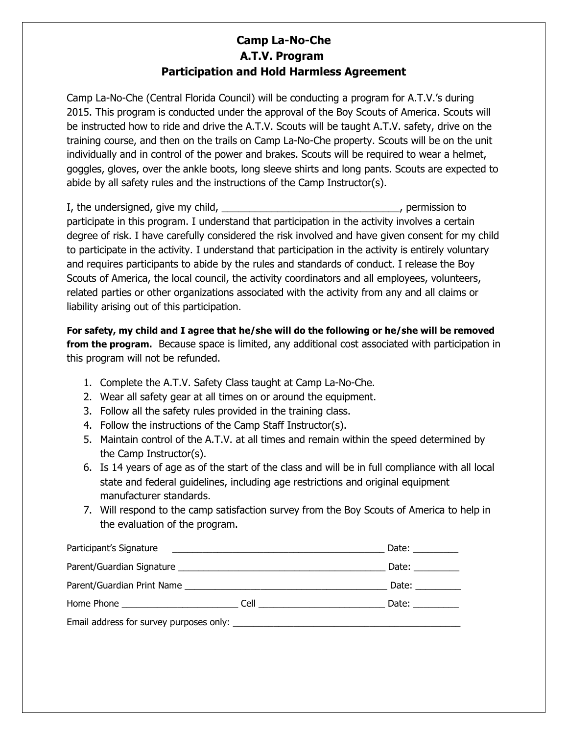# Camp La-No-Che
# A.T.V. Program
# Participation and Hold Harmless Agreement

Camp La-No-Che (Central Florida Council) will be conducting a program for A.T.V.'s during 2015. This program is conducted under the approval of the Boy Scouts of America. Scouts will be instructed how to ride and drive the A.T.V. Scouts will be taught A.T.V. safety, drive on the training course, and then on the trails on Camp La-No-Che property. Scouts will be on the unit individually and in control of the power and brakes. Scouts will be required to wear a helmet, goggles, gloves, over the ankle boots, long sleeve shirts and long pants. Scouts are expected to abide by all safety rules and the instructions of the Camp Instructor(s).

I, the undersigned, give my child, _________________________________, permission to participate in this program. I understand that participation in the activity involves a certain degree of risk. I have carefully considered the risk involved and have given consent for my child to participate in the activity. I understand that participation in the activity is entirely voluntary and requires participants to abide by the rules and standards of conduct. I release the Boy Scouts of America, the local council, the activity coordinators and all employees, volunteers, related parties or other organizations associated with the activity from any and all claims or liability arising out of this participation.

**For safety, my child and I agree that he/she will do the following or he/she will be removed from the program.** Because space is limited, any additional cost associated with participation in this program will not be refunded.

1. Complete the A.T.V. Safety Class taught at Camp La-No-Che.
2. Wear all safety gear at all times on or around the equipment.
3. Follow all the safety rules provided in the training class.
4. Follow the instructions of the Camp Staff Instructor(s).
5. Maintain control of the A.T.V. at all times and remain within the speed determined by the Camp Instructor(s).
6. Is 14 years of age as of the start of the class and will be in full compliance with all local state and federal guidelines, including age restrictions and original equipment manufacturer standards.
7. Will respond to the camp satisfaction survey from the Boy Scouts of America to help in the evaluation of the program.

Participant's Signature ___________________________________________ Date: _________

Parent/Guardian Signature ___________________________________________ Date: _________

Parent/Guardian Print Name ___________________________________________ Date: _________

Home Phone _______________________ Cell _________________________ Date: _________

Email address for survey purposes only: _______________________________________________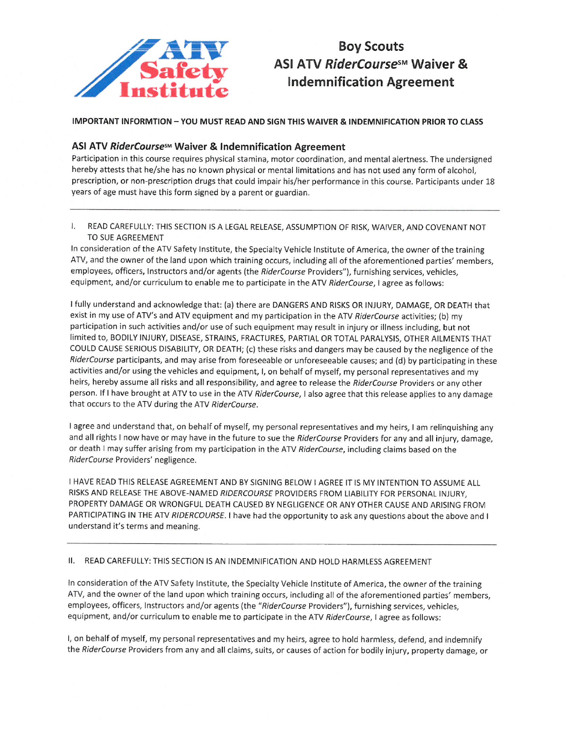**ATV Safety Institute**

# Boy Scouts ASI ATV *RiderCourse*℠ Waiver & Indemnification Agreement

**IMPORTANT INFORMTION – YOU MUST READ AND SIGN THIS WAIVER & INDEMNIFICATION PRIOR TO CLASS**

## ASI ATV *RiderCourse*℠ Waiver & Indemnification Agreement

Participation in this course requires physical stamina, motor coordination, and mental alertness. The undersigned hereby attests that he/she has no known physical or mental limitations and has not used any form of alcohol, prescription, or non-prescription drugs that could impair his/her performance in this course. Participants under 18 years of age must have this form signed by a parent or guardian.

---

I. READ CAREFULLY: THIS SECTION IS A LEGAL RELEASE, ASSUMPTION OF RISK, WAIVER, AND COVENANT NOT TO SUE AGREEMENT

In consideration of the ATV Safety Institute, the Specialty Vehicle Institute of America, the owner of the training ATV, and the owner of the land upon which training occurs, including all of the aforementioned parties' members, employees, officers, Instructors and/or agents (the *RiderCourse* Providers"), furnishing services, vehicles, equipment, and/or curriculum to enable me to participate in the ATV *RiderCourse*, I agree as follows:

I fully understand and acknowledge that: (a) there are DANGERS AND RISKS OR INJURY, DAMAGE, OR DEATH that exist in my use of ATV's and ATV equipment and my participation in the ATV *RiderCourse* activities; (b) my participation in such activities and/or use of such equipment may result in injury or illness including, but not limited to, BODILY INJURY, DISEASE, STRAINS, FRACTURES, PARTIAL OR TOTAL PARALYSIS, OTHER AILMENTS THAT COULD CAUSE SERIOUS DISABILITY, OR DEATH; (c) these risks and dangers may be caused by the negligence of the *RiderCourse* participants, and may arise from foreseeable or unforeseeable causes; and (d) by participating in these activities and/or using the vehicles and equipment, I, on behalf of myself, my personal representatives and my heirs, hereby assume all risks and all responsibility, and agree to release the *RiderCourse* Providers or any other person. If I have brought at ATV to use in the ATV *RiderCourse*, I also agree that this release applies to any damage that occurs to the ATV during the ATV *RiderCourse*.

I agree and understand that, on behalf of myself, my personal representatives and my heirs, I am relinquishing any and all rights I now have or may have in the future to sue the *RiderCourse* Providers for any and all injury, damage, or death I may suffer arising from my participation in the ATV *RiderCourse*, including claims based on the *RiderCourse* Providers' negligence.

I HAVE READ THIS RELEASE AGREEMENT AND BY SIGNING BELOW I AGREE IT IS MY INTENTION TO ASSUME ALL RISKS AND RELEASE THE ABOVE-NAMED *RIDERCOURSE* PROVIDERS FROM LIABILITY FOR PERSONAL INJURY, PROPERTY DAMAGE OR WRONGFUL DEATH CAUSED BY NEGLIGENCE OR ANY OTHER CAUSE AND ARISING FROM PARTICIPATING IN THE ATV *RIDERCOURSE*. I have had the opportunity to ask any questions about the above and I understand it's terms and meaning.

---

II. READ CAREFULLY: THIS SECTION IS AN INDEMNIFICATION AND HOLD HARMLESS AGREEMENT

In consideration of the ATV Safety Institute, the Specialty Vehicle Institute of America, the owner of the training ATV, and the owner of the land upon which training occurs, including all of the aforementioned parties' members, employees, officers, Instructors and/or agents (the "*RiderCourse* Providers"), furnishing services, vehicles, equipment, and/or curriculum to enable me to participate in the ATV *RiderCourse*, I agree as follows:

I, on behalf of myself, my personal representatives and my heirs, agree to hold harmless, defend, and indemnify the *RiderCourse* Providers from any and all claims, suits, or causes of action for bodily injury, property damage, or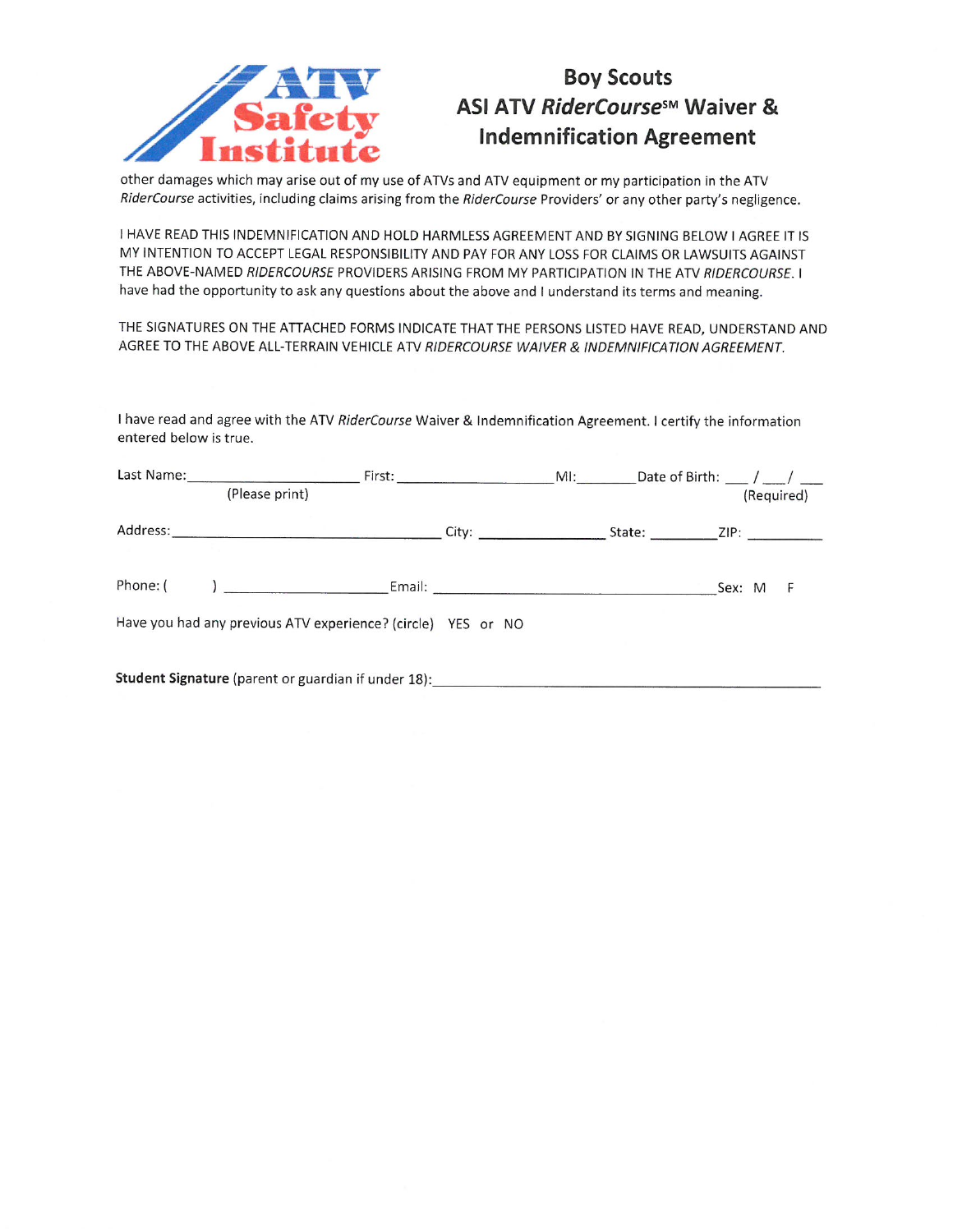# Boy Scouts
# ASI ATV *RiderCourse*℠ Waiver & Indemnification Agreement

other damages which may arise out of my use of ATVs and ATV equipment or my participation in the ATV *RiderCourse* activities, including claims arising from the *RiderCourse* Providers' or any other party's negligence.

I HAVE READ THIS INDEMNIFICATION AND HOLD HARMLESS AGREEMENT AND BY SIGNING BELOW I AGREE IT IS MY INTENTION TO ACCEPT LEGAL RESPONSIBILITY AND PAY FOR ANY LOSS FOR CLAIMS OR LAWSUITS AGAINST THE ABOVE-NAMED *RIDERCOURSE* PROVIDERS ARISING FROM MY PARTICIPATION IN THE ATV *RIDERCOURSE*. I have had the opportunity to ask any questions about the above and I understand its terms and meaning.

THE SIGNATURES ON THE ATTACHED FORMS INDICATE THAT THE PERSONS LISTED HAVE READ, UNDERSTAND AND AGREE TO THE ABOVE ALL-TERRAIN VEHICLE ATV *RIDERCOURSE WAIVER & INDEMNIFICATION AGREEMENT*.

I have read and agree with the ATV *RiderCourse* Waiver & Indemnification Agreement. I certify the information entered below is true.

Last Name: ______________________ First: ____________________ MI: ________ Date of Birth: ___ / ___ / ___
(Please print) (Required)

Address: ____________________________________ City: ________________ State: _________ ZIP: __________

Phone: (      ) ____________________ Email: ______________________________________ Sex: M   F

Have you had any previous ATV experience? (circle)   YES   or   NO

**Student Signature** (parent or guardian if under 18): ____________________________________________________